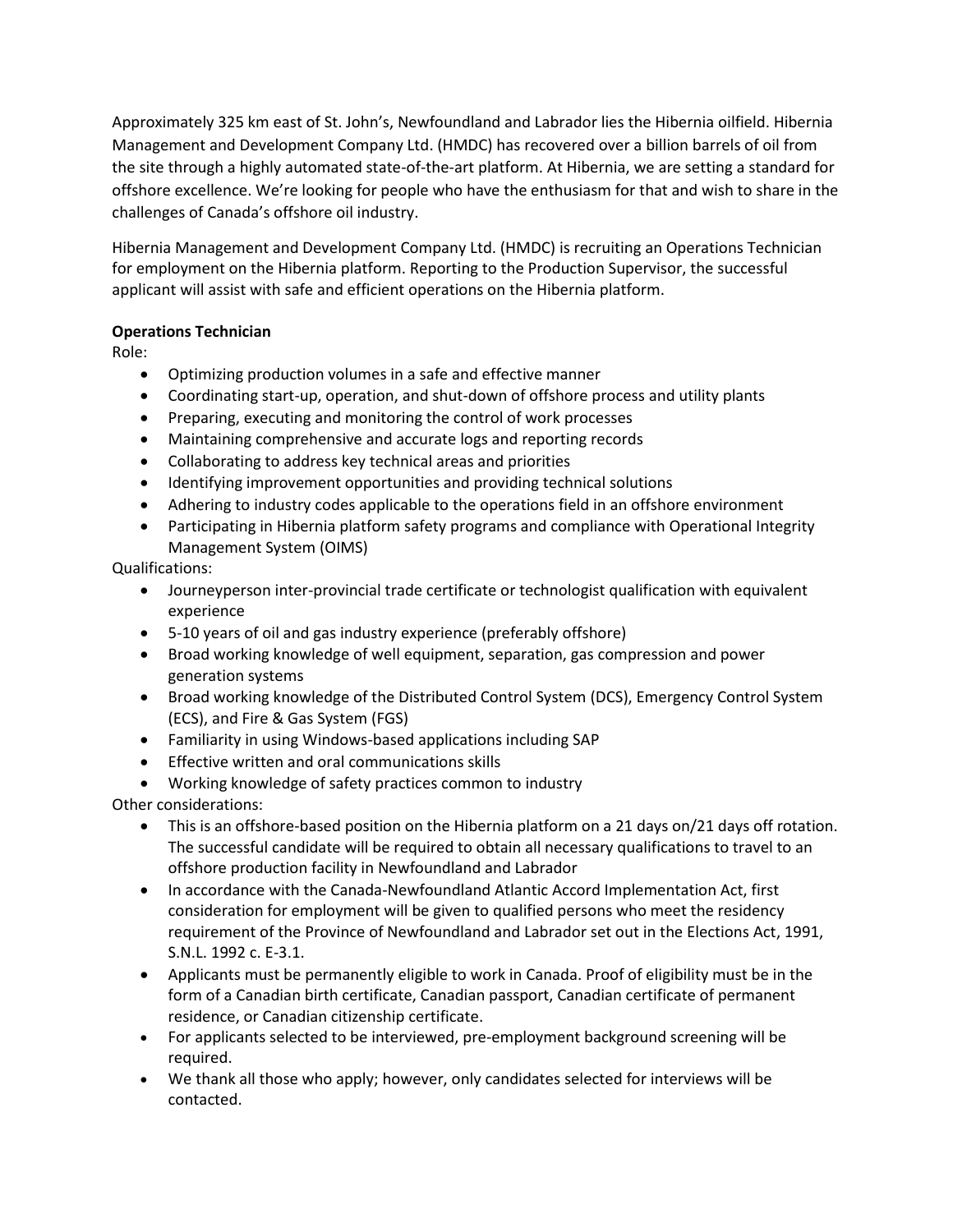Approximately 325 km east of St. John's, Newfoundland and Labrador lies the Hibernia oilfield. Hibernia Management and Development Company Ltd. (HMDC) has recovered over a billion barrels of oil from the site through a highly automated state-of-the-art platform. At Hibernia, we are setting a standard for offshore excellence. We're looking for people who have the enthusiasm for that and wish to share in the challenges of Canada's offshore oil industry.

Hibernia Management and Development Company Ltd. (HMDC) is recruiting an Operations Technician for employment on the Hibernia platform. Reporting to the Production Supervisor, the successful applicant will assist with safe and efficient operations on the Hibernia platform.

**Operations Technician**

Role:

- Optimizing production volumes in a safe and effective manner
- Coordinating start-up, operation, and shut-down of offshore process and utility plants
- Preparing, executing and monitoring the control of work processes
- Maintaining comprehensive and accurate logs and reporting records
- Collaborating to address key technical areas and priorities
- Identifying improvement opportunities and providing technical solutions
- Adhering to industry codes applicable to the operations field in an offshore environment
- Participating in Hibernia platform safety programs and compliance with Operational Integrity Management System (OIMS)

Qualifications:

- Journeyperson inter-provincial trade certificate or technologist qualification with equivalent experience
- 5-10 years of oil and gas industry experience (preferably offshore)
- Broad working knowledge of well equipment, separation, gas compression and power generation systems
- Broad working knowledge of the Distributed Control System (DCS), Emergency Control System (ECS), and Fire & Gas System (FGS)
- Familiarity in using Windows-based applications including SAP
- Effective written and oral communications skills
- Working knowledge of safety practices common to industry

Other considerations:

- This is an offshore-based position on the Hibernia platform on a 21 days on/21 days off rotation. The successful candidate will be required to obtain all necessary qualifications to travel to an offshore production facility in Newfoundland and Labrador
- In accordance with the Canada-Newfoundland Atlantic Accord Implementation Act, first consideration for employment will be given to qualified persons who meet the residency requirement of the Province of Newfoundland and Labrador set out in the Elections Act, 1991, S.N.L. 1992 c. E-3.1.
- Applicants must be permanently eligible to work in Canada. Proof of eligibility must be in the form of a Canadian birth certificate, Canadian passport, Canadian certificate of permanent residence, or Canadian citizenship certificate.
- For applicants selected to be interviewed, pre-employment background screening will be required.
- We thank all those who apply; however, only candidates selected for interviews will be contacted.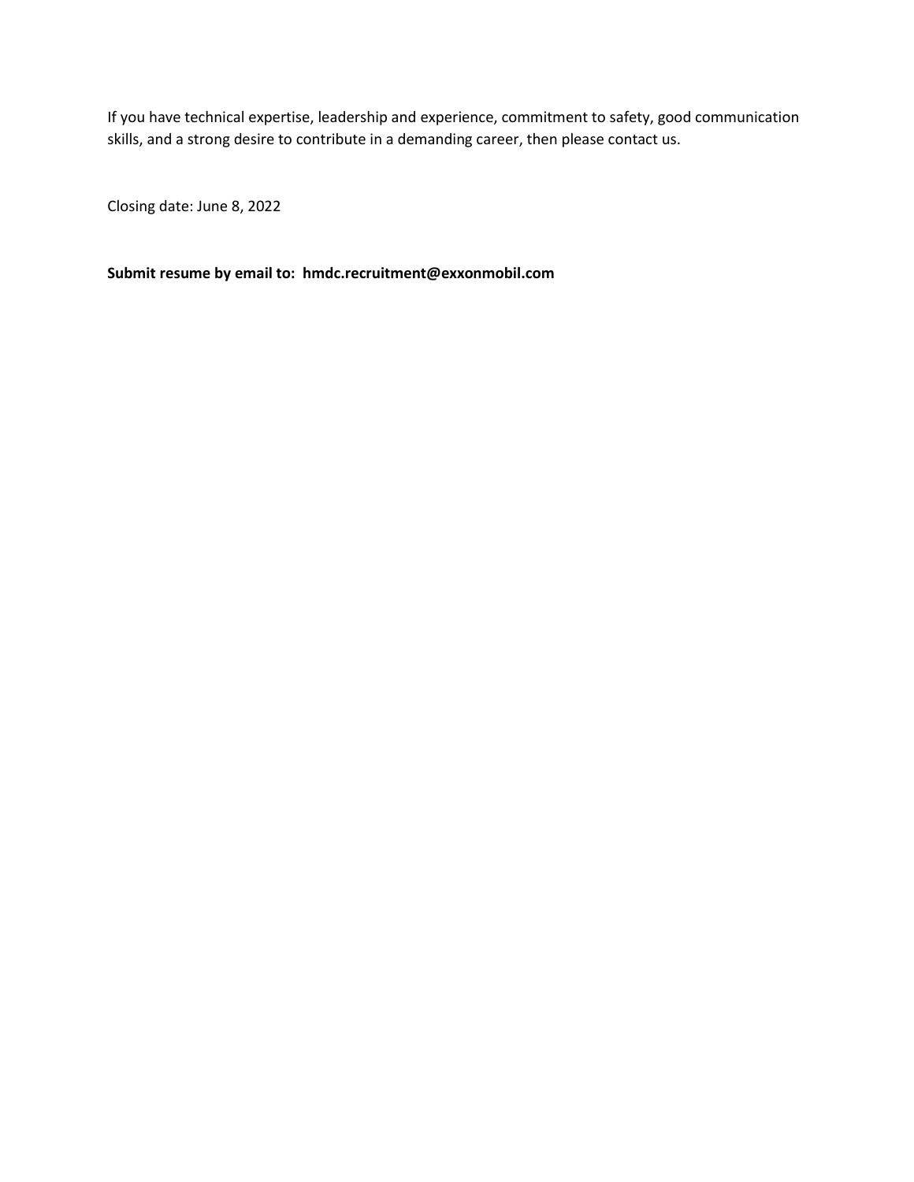If you have technical expertise, leadership and experience, commitment to safety, good communication skills, and a strong desire to contribute in a demanding career, then please contact us.

Closing date: June 8, 2022

**Submit resume by email to: hmdc.recruitment@exxonmobil.com**